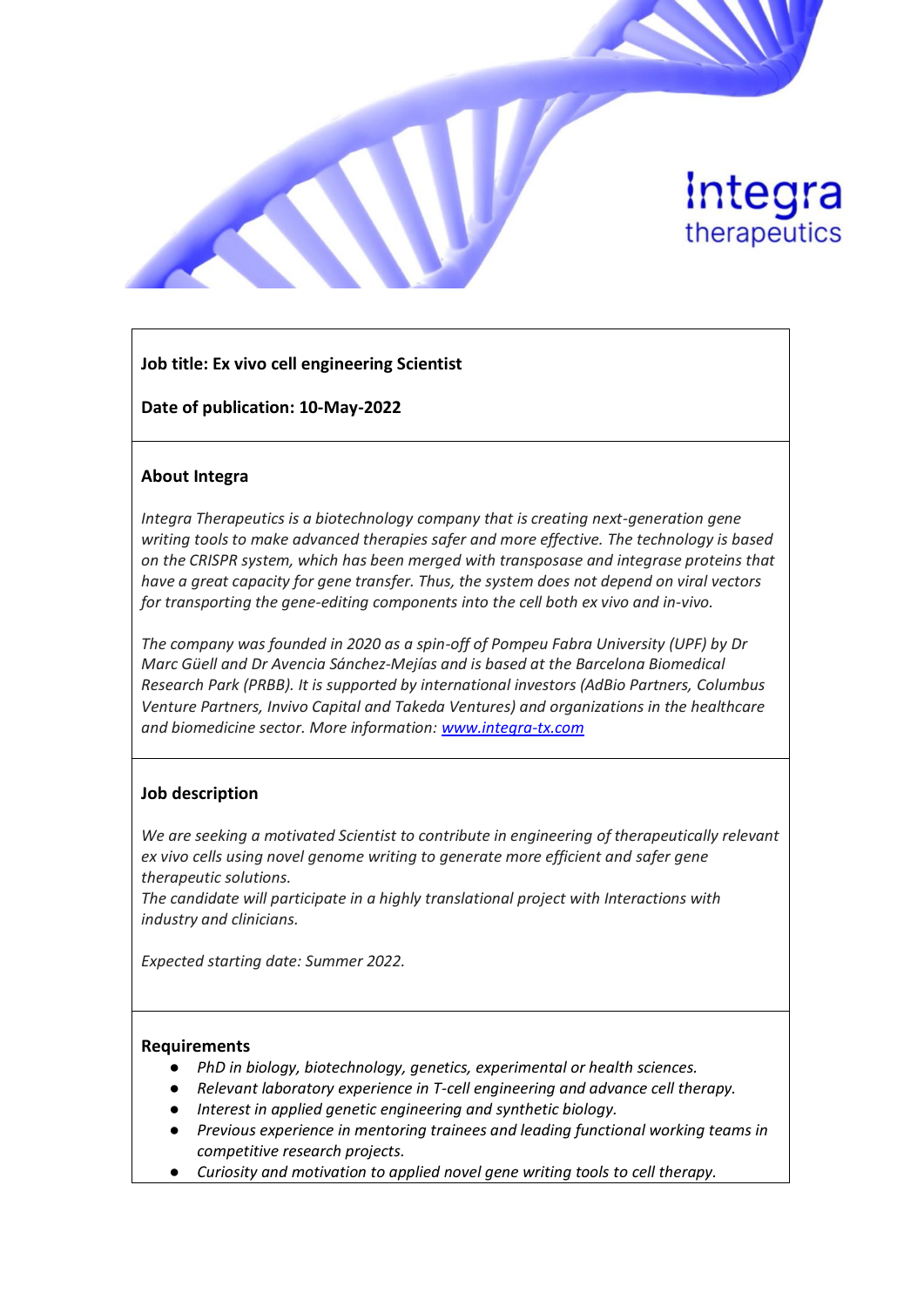Integra therapeutics

**Job title: Ex vivo cell engineering Scientist**

**Date of publication: 10-May-2022**

## About Integra

*Integra Therapeutics is a biotechnology company that is creating next-generation gene writing tools to make advanced therapies safer and more effective. The technology is based on the CRISPR system, which has been merged with transposase and integrase proteins that have a great capacity for gene transfer. Thus, the system does not depend on viral vectors for transporting the gene-editing components into the cell both ex vivo and in-vivo.*

*The company was founded in 2020 as a spin-off of Pompeu Fabra University (UPF) by Dr Marc Güell and Dr Avencia Sánchez-Mejías and is based at the Barcelona Biomedical Research Park (PRBB). It is supported by international investors (AdBio Partners, Columbus Venture Partners, Invivo Capital and Takeda Ventures) and organizations in the healthcare and biomedicine sector. More information: [www.integra-tx.com](www.integra-tx.com)*

## Job description

*We are seeking a motivated Scientist to contribute in engineering of therapeutically relevant ex vivo cells using novel genome writing to generate more efficient and safer gene therapeutic solutions.*
*The candidate will participate in a highly translational project with Interactions with industry and clinicians.*

*Expected starting date: Summer 2022.*

## Requirements

- *PhD in biology, biotechnology, genetics, experimental or health sciences.*
- *Relevant laboratory experience in T-cell engineering and advance cell therapy.*
- *Interest in applied genetic engineering and synthetic biology.*
- *Previous experience in mentoring trainees and leading functional working teams in competitive research projects.*
- *Curiosity and motivation to applied novel gene writing tools to cell therapy.*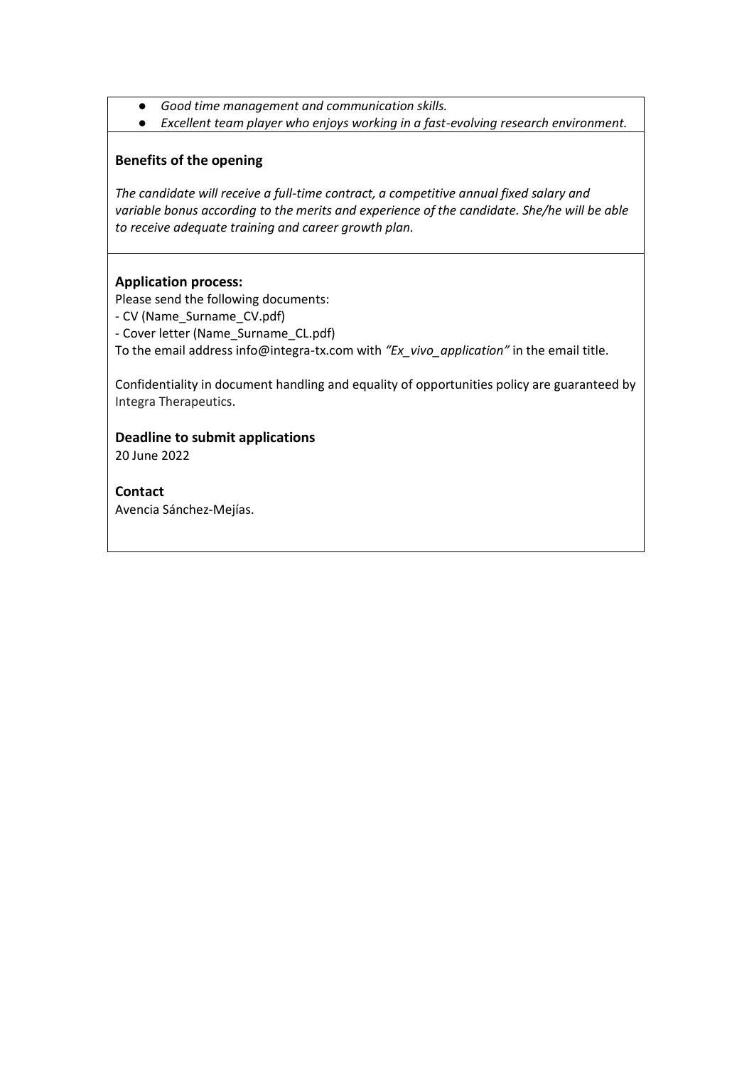- *Good time management and communication skills.*
- *Excellent team player who enjoys working in a fast-evolving research environment.*

**Benefits of the opening**

*The candidate will receive a full-time contract, a competitive annual fixed salary and variable bonus according to the merits and experience of the candidate. She/he will be able to receive adequate training and career growth plan.*

**Application process:**

Please send the following documents:

- CV (Name_Surname_CV.pdf)
- Cover letter (Name_Surname_CL.pdf)

To the email address info@integra-tx.com with *"Ex_vivo_application"* in the email title.

Confidentiality in document handling and equality of opportunities policy are guaranteed by Integra Therapeutics.

**Deadline to submit applications**

20 June 2022

**Contact**

Avencia Sánchez-Mejías.